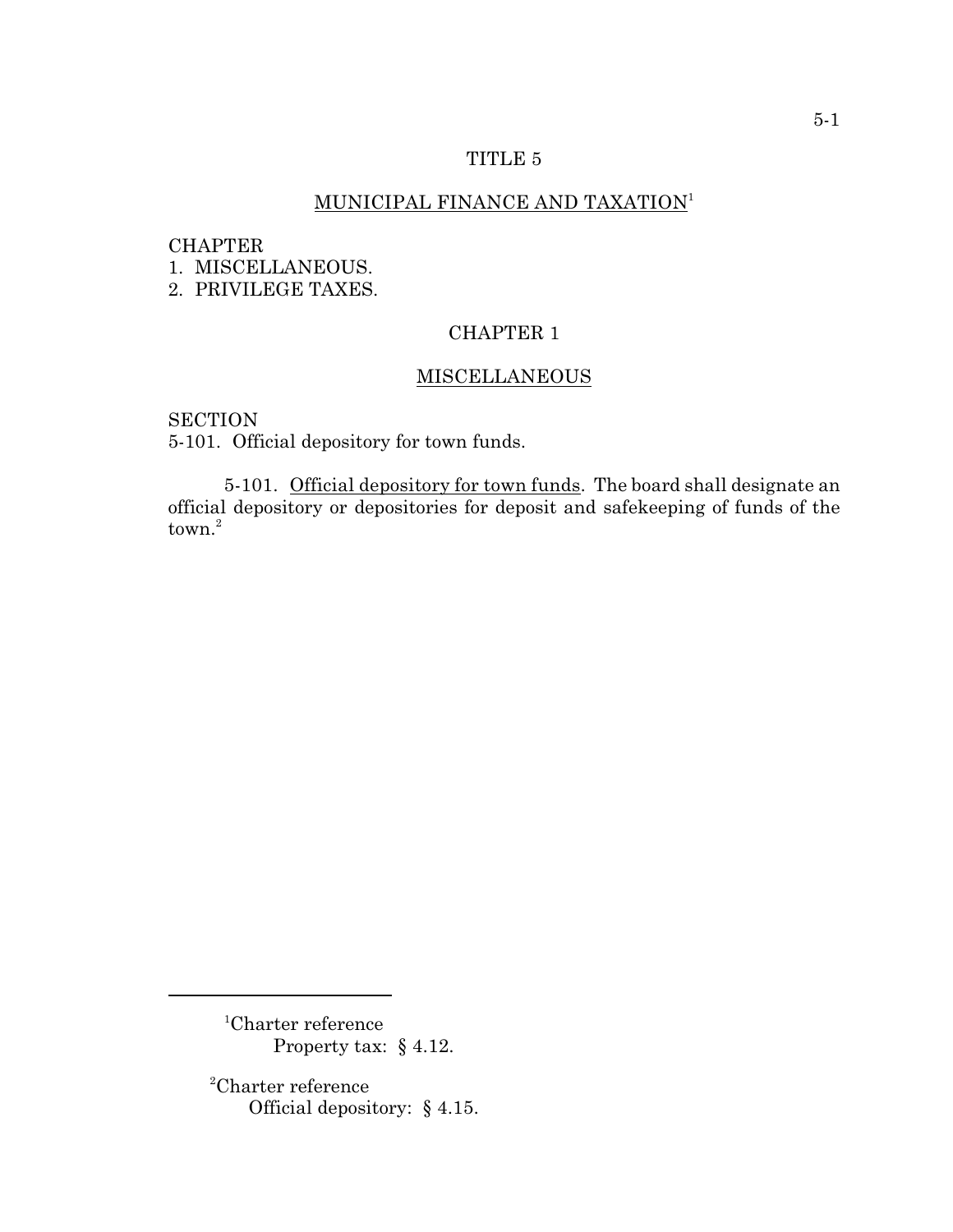# TITLE 5

## MUNICIPAL FINANCE AND TAXATION[1]

CHAPTER
1. MISCELLANEOUS.
2. PRIVILEGE TAXES.

## CHAPTER 1

## MISCELLANEOUS

SECTION
5-101. Official depository for town funds.

5-101. Official depository for town funds. The board shall designate an official depository or depositories for deposit and safekeeping of funds of the town.[2]

---

[1]Charter reference
Property tax: § 4.12.

[2]Charter reference
Official depository: § 4.15.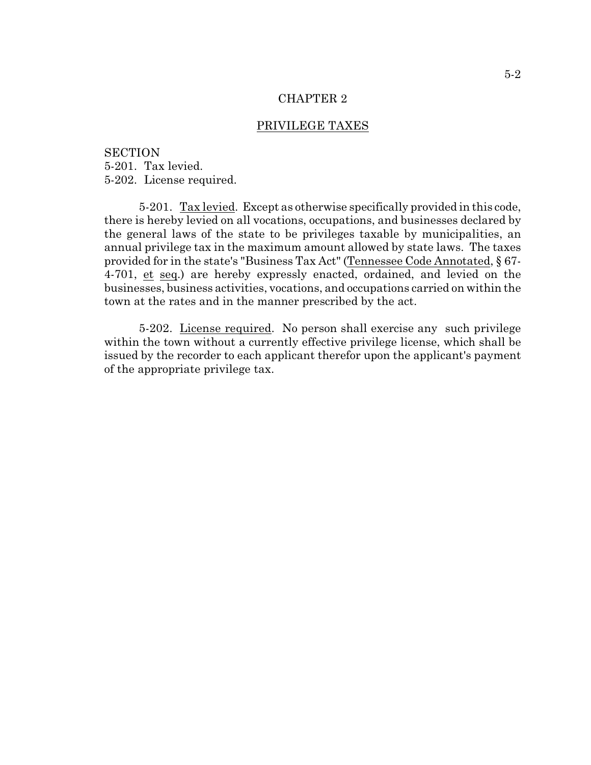# CHAPTER 2

## PRIVILEGE TAXES

SECTION
5-201. Tax levied.
5-202. License required.

5-201. Tax levied. Except as otherwise specifically provided in this code, there is hereby levied on all vocations, occupations, and businesses declared by the general laws of the state to be privileges taxable by municipalities, an annual privilege tax in the maximum amount allowed by state laws. The taxes provided for in the state's "Business Tax Act" (Tennessee Code Annotated, § 67-4-701, et seq.) are hereby expressly enacted, ordained, and levied on the businesses, business activities, vocations, and occupations carried on within the town at the rates and in the manner prescribed by the act.

5-202. License required. No person shall exercise any such privilege within the town without a currently effective privilege license, which shall be issued by the recorder to each applicant therefor upon the applicant's payment of the appropriate privilege tax.